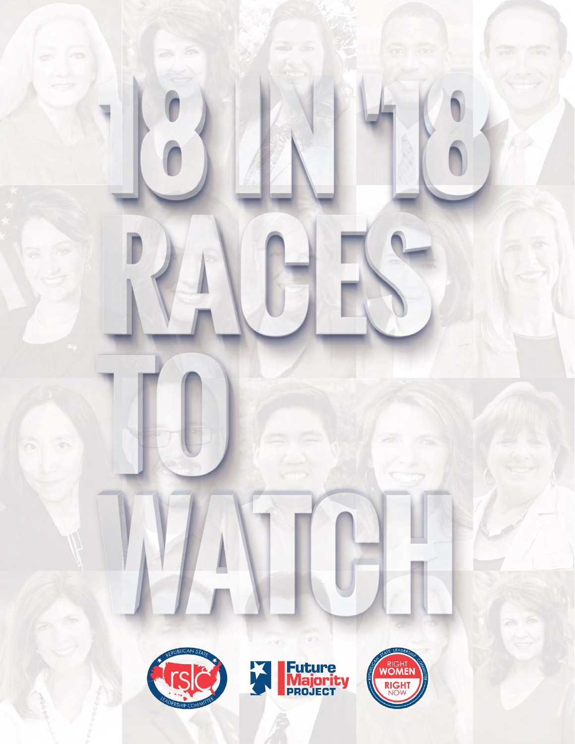# 18 IN '18 RACES TO WATCH

REPUBLICAN STATE LEADERSHIP COMMITTEE

rslc

Future Majority PROJECT

REPUBLICAN STATE LEADERSHIP COMMITTEE

RIGHT WOMEN RIGHT NOW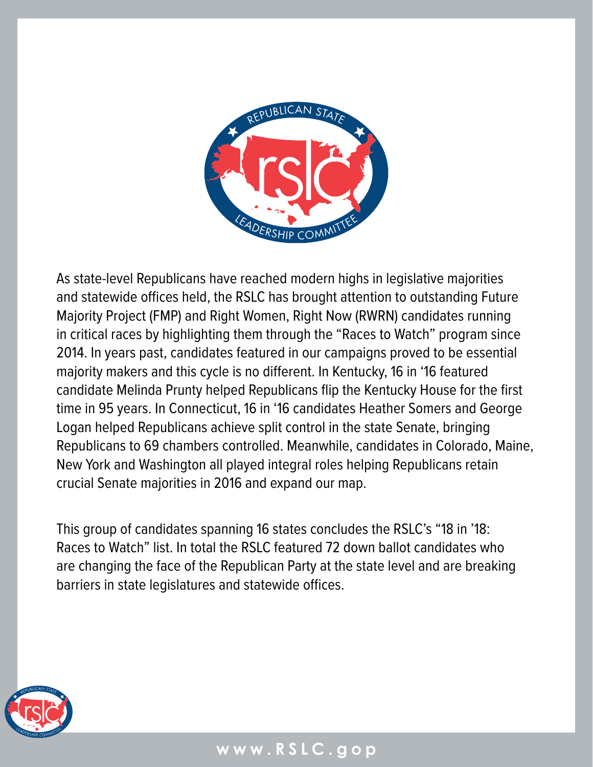As state-level Republicans have reached modern highs in legislative majorities and statewide offices held, the RSLC has brought attention to outstanding Future Majority Project (FMP) and Right Women, Right Now (RWRN) candidates running in critical races by highlighting them through the "Races to Watch" program since 2014. In years past, candidates featured in our campaigns proved to be essential majority makers and this cycle is no different. In Kentucky, 16 in '16 featured candidate Melinda Prunty helped Republicans flip the Kentucky House for the first time in 95 years. In Connecticut, 16 in '16 candidates Heather Somers and George Logan helped Republicans achieve split control in the state Senate, bringing Republicans to 69 chambers controlled. Meanwhile, candidates in Colorado, Maine, New York and Washington all played integral roles helping Republicans retain crucial Senate majorities in 2016 and expand our map.

This group of candidates spanning 16 states concludes the RSLC's "18 in '18: Races to Watch" list. In total the RSLC featured 72 down ballot candidates who are changing the face of the Republican Party at the state level and are breaking barriers in state legislatures and statewide offices.

www.RSLC.gop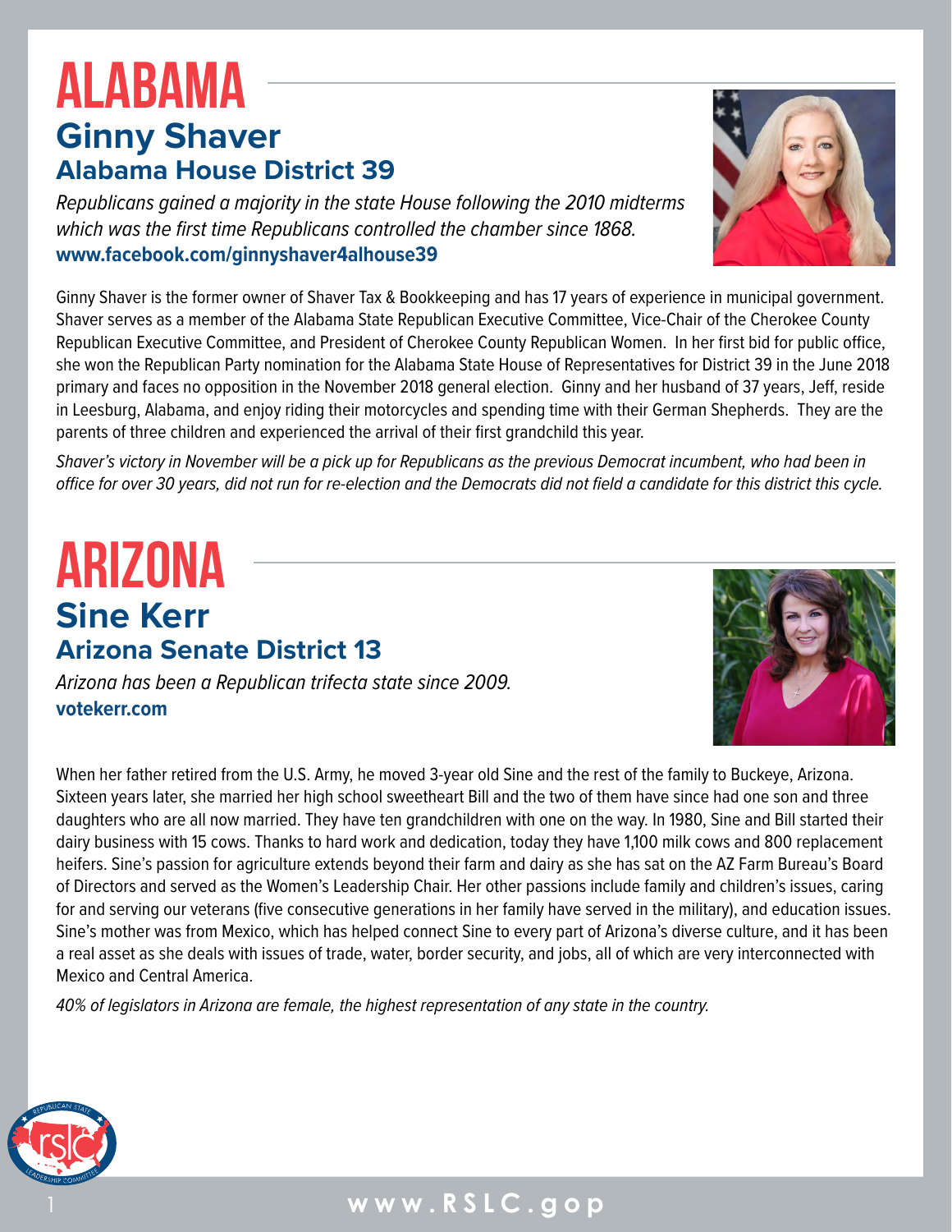# ALABAMA

## Ginny Shaver

### Alabama House District 39

*Republicans gained a majority in the state House following the 2010 midterms which was the first time Republicans controlled the chamber since 1868.*

**www.facebook.com/ginnyshaver4alhouse39**

Ginny Shaver is the former owner of Shaver Tax & Bookkeeping and has 17 years of experience in municipal government. Shaver serves as a member of the Alabama State Republican Executive Committee, Vice-Chair of the Cherokee County Republican Executive Committee, and President of Cherokee County Republican Women. In her first bid for public office, she won the Republican Party nomination for the Alabama State House of Representatives for District 39 in the June 2018 primary and faces no opposition in the November 2018 general election. Ginny and her husband of 37 years, Jeff, reside in Leesburg, Alabama, and enjoy riding their motorcycles and spending time with their German Shepherds. They are the parents of three children and experienced the arrival of their first grandchild this year.

*Shaver's victory in November will be a pick up for Republicans as the previous Democrat incumbent, who had been in office for over 30 years, did not run for re-election and the Democrats did not field a candidate for this district this cycle.*

# ARIZONA

## Sine Kerr

### Arizona Senate District 13

*Arizona has been a Republican trifecta state since 2009.*

**votekerr.com**

When her father retired from the U.S. Army, he moved 3-year old Sine and the rest of the family to Buckeye, Arizona. Sixteen years later, she married her high school sweetheart Bill and the two of them have since had one son and three daughters who are all now married. They have ten grandchildren with one on the way. In 1980, Sine and Bill started their dairy business with 15 cows. Thanks to hard work and dedication, today they have 1,100 milk cows and 800 replacement heifers. Sine's passion for agriculture extends beyond their farm and dairy as she has sat on the AZ Farm Bureau's Board of Directors and served as the Women's Leadership Chair. Her other passions include family and children's issues, caring for and serving our veterans (five consecutive generations in her family have served in the military), and education issues. Sine's mother was from Mexico, which has helped connect Sine to every part of Arizona's diverse culture, and it has been a real asset as she deals with issues of trade, water, border security, and jobs, all of which are very interconnected with Mexico and Central America.

*40% of legislators in Arizona are female, the highest representation of any state in the country.*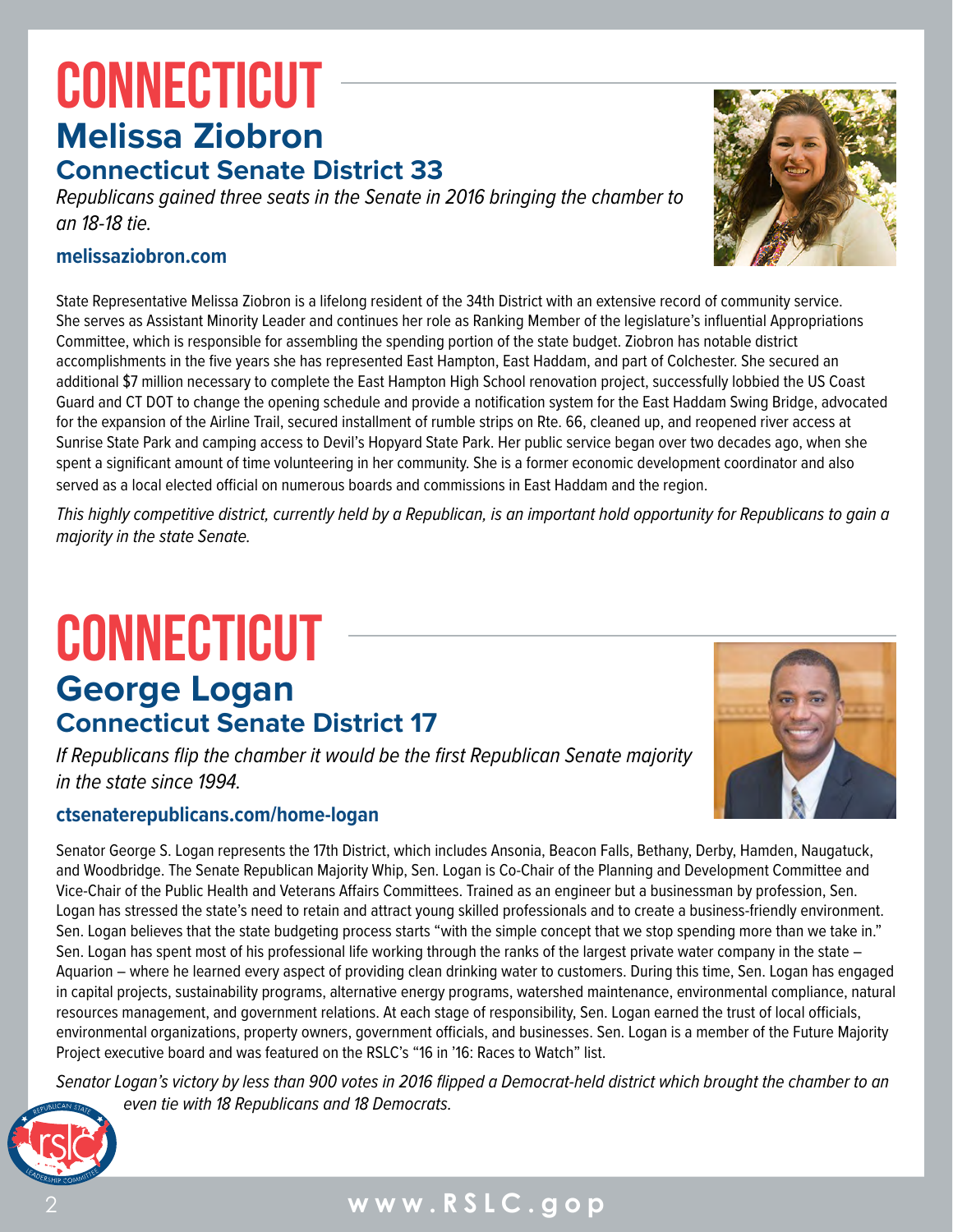# CONNECTICUT

## Melissa Ziobron

### Connecticut Senate District 33

*Republicans gained three seats in the Senate in 2016 bringing the chamber to an 18-18 tie.*

**melissaziobron.com**

State Representative Melissa Ziobron is a lifelong resident of the 34th District with an extensive record of community service. She serves as Assistant Minority Leader and continues her role as Ranking Member of the legislature's influential Appropriations Committee, which is responsible for assembling the spending portion of the state budget. Ziobron has notable district accomplishments in the five years she has represented East Hampton, East Haddam, and part of Colchester. She secured an additional $7 million necessary to complete the East Hampton High School renovation project, successfully lobbied the US Coast Guard and CT DOT to change the opening schedule and provide a notification system for the East Haddam Swing Bridge, advocated for the expansion of the Airline Trail, secured installment of rumble strips on Rte. 66, cleaned up, and reopened river access at Sunrise State Park and camping access to Devil's Hopyard State Park. Her public service began over two decades ago, when she spent a significant amount of time volunteering in her community. She is a former economic development coordinator and also served as a local elected official on numerous boards and commissions in East Haddam and the region.

*This highly competitive district, currently held by a Republican, is an important hold opportunity for Republicans to gain a majority in the state Senate.*

# CONNECTICUT

## George Logan

### Connecticut Senate District 17

*If Republicans flip the chamber it would be the first Republican Senate majority in the state since 1994.*

**ctsenaterepublicans.com/home-logan**

Senator George S. Logan represents the 17th District, which includes Ansonia, Beacon Falls, Bethany, Derby, Hamden, Naugatuck, and Woodbridge. The Senate Republican Majority Whip, Sen. Logan is Co-Chair of the Planning and Development Committee and Vice-Chair of the Public Health and Veterans Affairs Committees. Trained as an engineer but a businessman by profession, Sen. Logan has stressed the state's need to retain and attract young skilled professionals and to create a business-friendly environment. Sen. Logan believes that the state budgeting process starts "with the simple concept that we stop spending more than we take in." Sen. Logan has spent most of his professional life working through the ranks of the largest private water company in the state – Aquarion – where he learned every aspect of providing clean drinking water to customers. During this time, Sen. Logan has engaged in capital projects, sustainability programs, alternative energy programs, watershed maintenance, environmental compliance, natural resources management, and government relations. At each stage of responsibility, Sen. Logan earned the trust of local officials, environmental organizations, property owners, government officials, and businesses. Sen. Logan is a member of the Future Majority Project executive board and was featured on the RSLC's "16 in '16: Races to Watch" list.

*Senator Logan's victory by less than 900 votes in 2016 flipped a Democrat-held district which brought the chamber to an even tie with 18 Republicans and 18 Democrats.*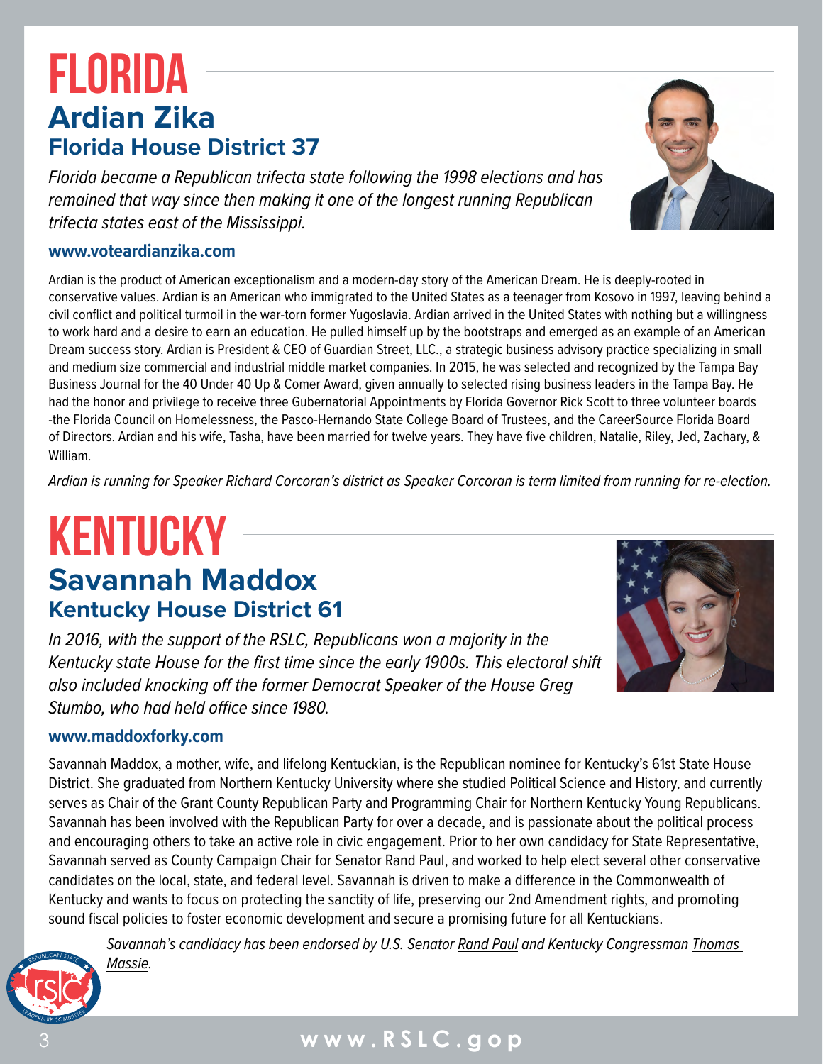# FLORIDA

## Ardian Zika

### Florida House District 37

*Florida became a Republican trifecta state following the 1998 elections and has remained that way since then making it one of the longest running Republican trifecta states east of the Mississippi.*

**www.voteardianzika.com**

Ardian is the product of American exceptionalism and a modern-day story of the American Dream. He is deeply-rooted in conservative values. Ardian is an American who immigrated to the United States as a teenager from Kosovo in 1997, leaving behind a civil conflict and political turmoil in the war-torn former Yugoslavia. Ardian arrived in the United States with nothing but a willingness to work hard and a desire to earn an education. He pulled himself up by the bootstraps and emerged as an example of an American Dream success story. Ardian is President & CEO of Guardian Street, LLC., a strategic business advisory practice specializing in small and medium size commercial and industrial middle market companies. In 2015, he was selected and recognized by the Tampa Bay Business Journal for the 40 Under 40 Up & Comer Award, given annually to selected rising business leaders in the Tampa Bay. He had the honor and privilege to receive three Gubernatorial Appointments by Florida Governor Rick Scott to three volunteer boards -the Florida Council on Homelessness, the Pasco-Hernando State College Board of Trustees, and the CareerSource Florida Board of Directors. Ardian and his wife, Tasha, have been married for twelve years. They have five children, Natalie, Riley, Jed, Zachary, & William.

*Ardian is running for Speaker Richard Corcoran's district as Speaker Corcoran is term limited from running for re-election.*

# KENTUCKY

## Savannah Maddox

### Kentucky House District 61

*In 2016, with the support of the RSLC, Republicans won a majority in the Kentucky state House for the first time since the early 1900s. This electoral shift also included knocking off the former Democrat Speaker of the House Greg Stumbo, who had held office since 1980.*

**www.maddoxforky.com**

Savannah Maddox, a mother, wife, and lifelong Kentuckian, is the Republican nominee for Kentucky's 61st State House District. She graduated from Northern Kentucky University where she studied Political Science and History, and currently serves as Chair of the Grant County Republican Party and Programming Chair for Northern Kentucky Young Republicans. Savannah has been involved with the Republican Party for over a decade, and is passionate about the political process and encouraging others to take an active role in civic engagement. Prior to her own candidacy for State Representative, Savannah served as County Campaign Chair for Senator Rand Paul, and worked to help elect several other conservative candidates on the local, state, and federal level. Savannah is driven to make a difference in the Commonwealth of Kentucky and wants to focus on protecting the sanctity of life, preserving our 2nd Amendment rights, and promoting sound fiscal policies to foster economic development and secure a promising future for all Kentuckians.

*Savannah's candidacy has been endorsed by U.S. Senator Rand Paul and Kentucky Congressman Thomas Massie.*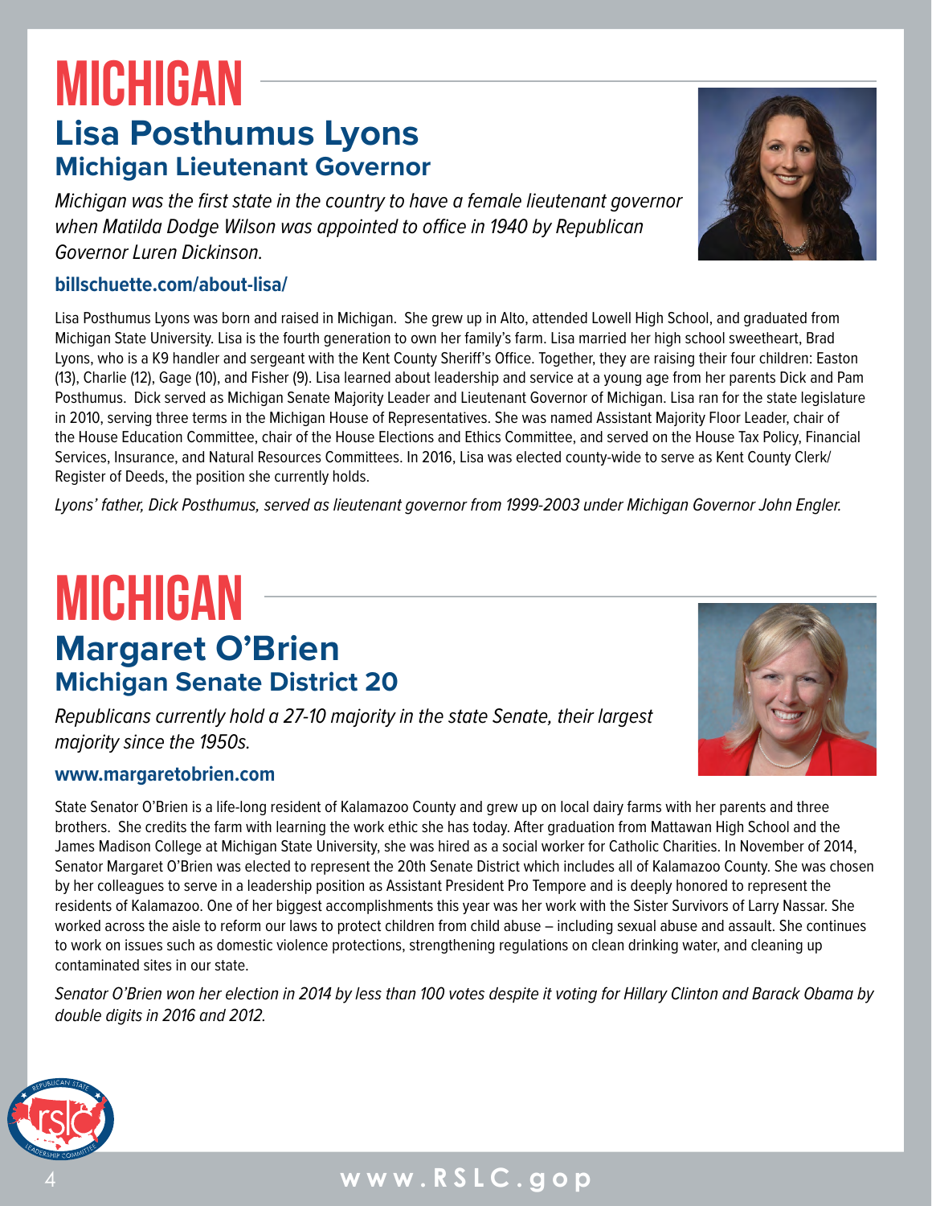# MICHIGAN

## Lisa Posthumus Lyons

### Michigan Lieutenant Governor

*Michigan was the first state in the country to have a female lieutenant governor when Matilda Dodge Wilson was appointed to office in 1940 by Republican Governor Luren Dickinson.*

**billschuette.com/about-lisa/**

Lisa Posthumus Lyons was born and raised in Michigan. She grew up in Alto, attended Lowell High School, and graduated from Michigan State University. Lisa is the fourth generation to own her family's farm. Lisa married her high school sweetheart, Brad Lyons, who is a K9 handler and sergeant with the Kent County Sheriff's Office. Together, they are raising their four children: Easton (13), Charlie (12), Gage (10), and Fisher (9). Lisa learned about leadership and service at a young age from her parents Dick and Pam Posthumus. Dick served as Michigan Senate Majority Leader and Lieutenant Governor of Michigan. Lisa ran for the state legislature in 2010, serving three terms in the Michigan House of Representatives. She was named Assistant Majority Floor Leader, chair of the House Education Committee, chair of the House Elections and Ethics Committee, and served on the House Tax Policy, Financial Services, Insurance, and Natural Resources Committees. In 2016, Lisa was elected county-wide to serve as Kent County Clerk/ Register of Deeds, the position she currently holds.

*Lyons' father, Dick Posthumus, served as lieutenant governor from 1999-2003 under Michigan Governor John Engler.*

# MICHIGAN

## Margaret O'Brien

### Michigan Senate District 20

*Republicans currently hold a 27-10 majority in the state Senate, their largest majority since the 1950s.*

**www.margaretobrien.com**

State Senator O'Brien is a life-long resident of Kalamazoo County and grew up on local dairy farms with her parents and three brothers. She credits the farm with learning the work ethic she has today. After graduation from Mattawan High School and the James Madison College at Michigan State University, she was hired as a social worker for Catholic Charities. In November of 2014, Senator Margaret O'Brien was elected to represent the 20th Senate District which includes all of Kalamazoo County. She was chosen by her colleagues to serve in a leadership position as Assistant President Pro Tempore and is deeply honored to represent the residents of Kalamazoo. One of her biggest accomplishments this year was her work with the Sister Survivors of Larry Nassar. She worked across the aisle to reform our laws to protect children from child abuse – including sexual abuse and assault. She continues to work on issues such as domestic violence protections, strengthening regulations on clean drinking water, and cleaning up contaminated sites in our state.

*Senator O'Brien won her election in 2014 by less than 100 votes despite it voting for Hillary Clinton and Barack Obama by double digits in 2016 and 2012.*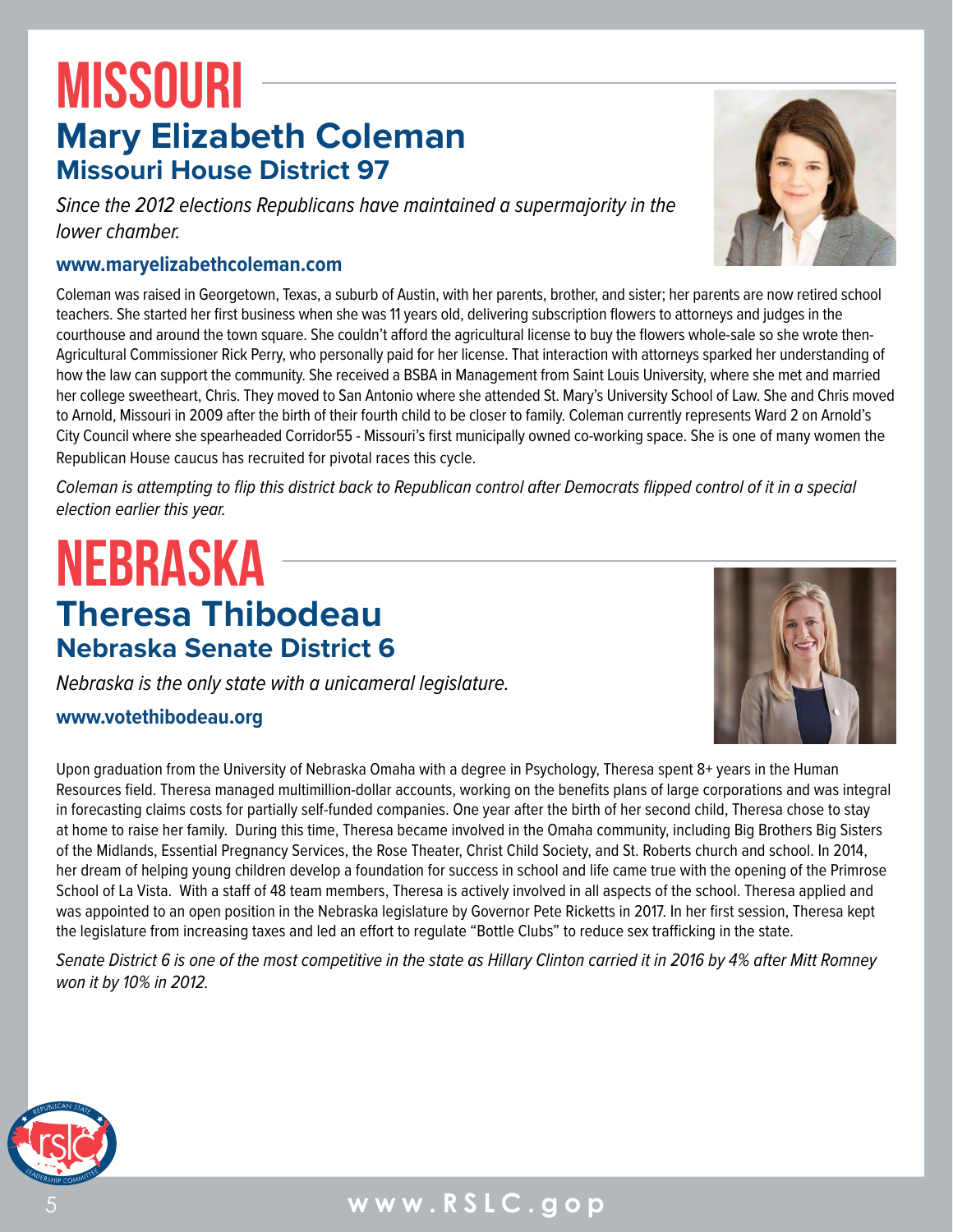# MISSOURI

## Mary Elizabeth Coleman

### Missouri House District 97

*Since the 2012 elections Republicans have maintained a supermajority in the lower chamber.*

**www.maryelizabethcoleman.com**

Coleman was raised in Georgetown, Texas, a suburb of Austin, with her parents, brother, and sister; her parents are now retired school teachers. She started her first business when she was 11 years old, delivering subscription flowers to attorneys and judges in the courthouse and around the town square. She couldn't afford the agricultural license to buy the flowers whole-sale so she wrote then-Agricultural Commissioner Rick Perry, who personally paid for her license. That interaction with attorneys sparked her understanding of how the law can support the community. She received a BSBA in Management from Saint Louis University, where she met and married her college sweetheart, Chris. They moved to San Antonio where she attended St. Mary's University School of Law. She and Chris moved to Arnold, Missouri in 2009 after the birth of their fourth child to be closer to family. Coleman currently represents Ward 2 on Arnold's City Council where she spearheaded Corridor55 - Missouri's first municipally owned co-working space. She is one of many women the Republican House caucus has recruited for pivotal races this cycle.

*Coleman is attempting to flip this district back to Republican control after Democrats flipped control of it in a special election earlier this year.*

# NEBRASKA

## Theresa Thibodeau

### Nebraska Senate District 6

*Nebraska is the only state with a unicameral legislature.*

**www.votethibodeau.org**

Upon graduation from the University of Nebraska Omaha with a degree in Psychology, Theresa spent 8+ years in the Human Resources field. Theresa managed multimillion-dollar accounts, working on the benefits plans of large corporations and was integral in forecasting claims costs for partially self-funded companies. One year after the birth of her second child, Theresa chose to stay at home to raise her family. During this time, Theresa became involved in the Omaha community, including Big Brothers Big Sisters of the Midlands, Essential Pregnancy Services, the Rose Theater, Christ Child Society, and St. Roberts church and school. In 2014, her dream of helping young children develop a foundation for success in school and life came true with the opening of the Primrose School of La Vista. With a staff of 48 team members, Theresa is actively involved in all aspects of the school. Theresa applied and was appointed to an open position in the Nebraska legislature by Governor Pete Ricketts in 2017. In her first session, Theresa kept the legislature from increasing taxes and led an effort to regulate "Bottle Clubs" to reduce sex trafficking in the state.

*Senate District 6 is one of the most competitive in the state as Hillary Clinton carried it in 2016 by 4% after Mitt Romney won it by 10% in 2012.*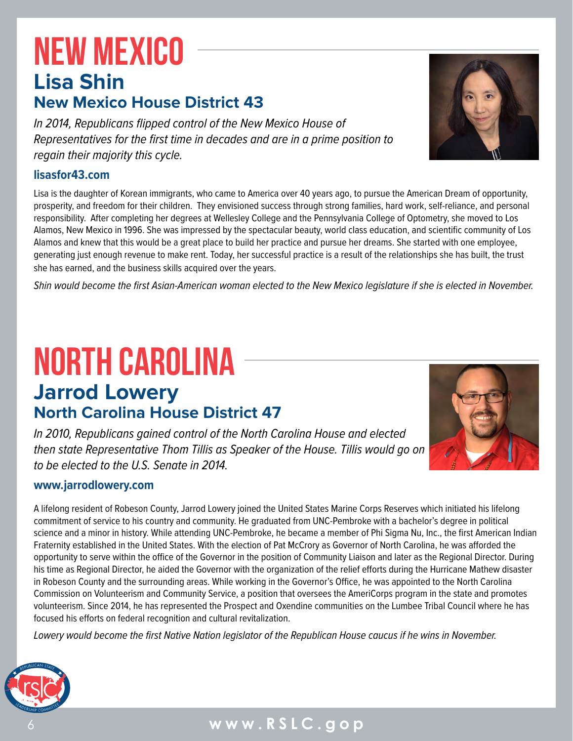# NEW MEXICO

## Lisa Shin

### New Mexico House District 43

*In 2014, Republicans flipped control of the New Mexico House of Representatives for the first time in decades and are in a prime position to regain their majority this cycle.*

**lisasfor43.com**

Lisa is the daughter of Korean immigrants, who came to America over 40 years ago, to pursue the American Dream of opportunity, prosperity, and freedom for their children. They envisioned success through strong families, hard work, self-reliance, and personal responsibility. After completing her degrees at Wellesley College and the Pennsylvania College of Optometry, she moved to Los Alamos, New Mexico in 1996. She was impressed by the spectacular beauty, world class education, and scientific community of Los Alamos and knew that this would be a great place to build her practice and pursue her dreams. She started with one employee, generating just enough revenue to make rent. Today, her successful practice is a result of the relationships she has built, the trust she has earned, and the business skills acquired over the years.

*Shin would become the first Asian-American woman elected to the New Mexico legislature if she is elected in November.*

# NORTH CAROLINA

## Jarrod Lowery

### North Carolina House District 47

*In 2010, Republicans gained control of the North Carolina House and elected then state Representative Thom Tillis as Speaker of the House. Tillis would go on to be elected to the U.S. Senate in 2014.*

**www.jarrodlowery.com**

A lifelong resident of Robeson County, Jarrod Lowery joined the United States Marine Corps Reserves which initiated his lifelong commitment of service to his country and community. He graduated from UNC-Pembroke with a bachelor's degree in political science and a minor in history. While attending UNC-Pembroke, he became a member of Phi Sigma Nu, Inc., the first American Indian Fraternity established in the United States. With the election of Pat McCrory as Governor of North Carolina, he was afforded the opportunity to serve within the office of the Governor in the position of Community Liaison and later as the Regional Director. During his time as Regional Director, he aided the Governor with the organization of the relief efforts during the Hurricane Mathew disaster in Robeson County and the surrounding areas. While working in the Governor's Office, he was appointed to the North Carolina Commission on Volunteerism and Community Service, a position that oversees the AmeriCorps program in the state and promotes volunteerism. Since 2014, he has represented the Prospect and Oxendine communities on the Lumbee Tribal Council where he has focused his efforts on federal recognition and cultural revitalization.

*Lowery would become the first Native Nation legislator of the Republican House caucus if he wins in November.*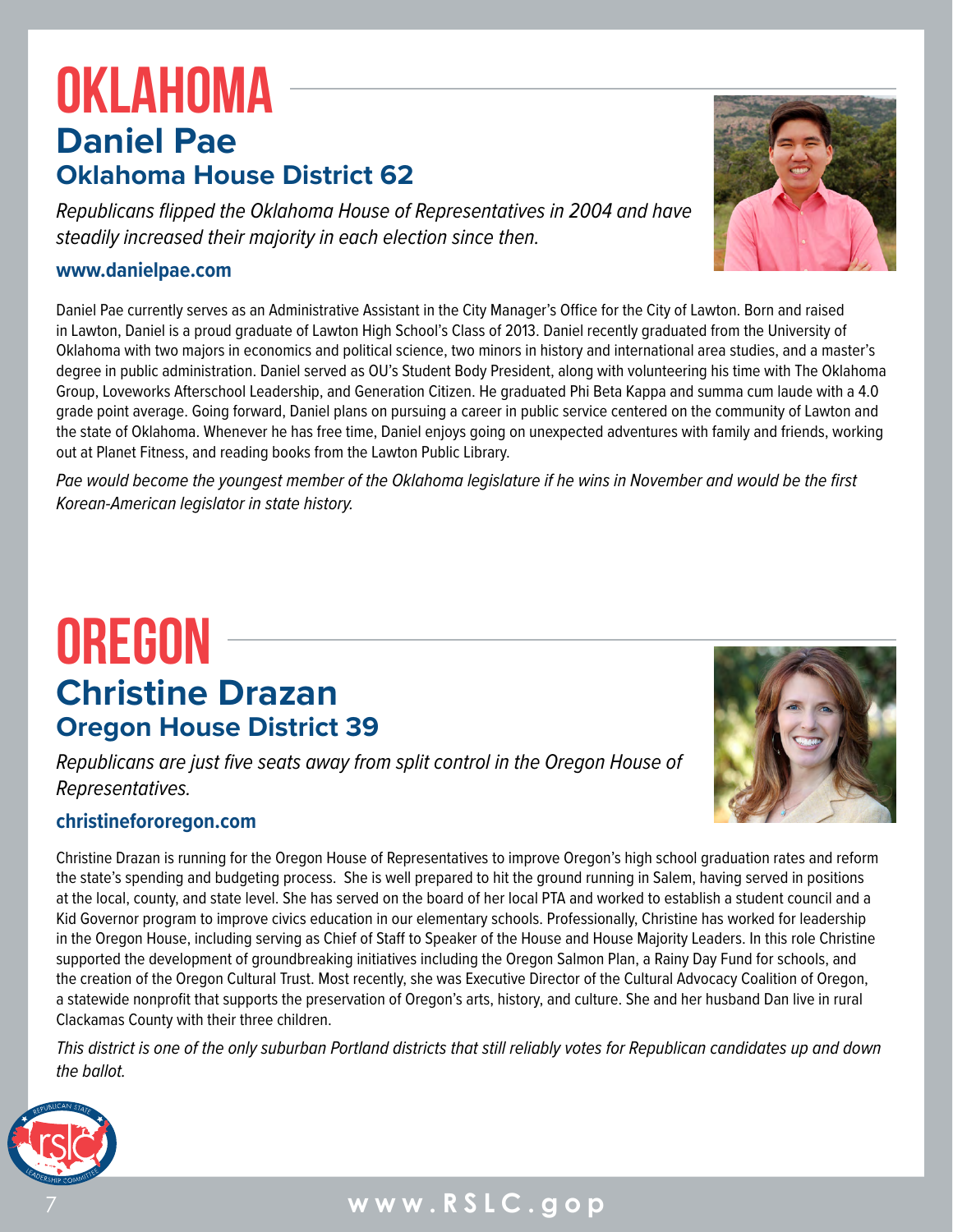# OKLAHOMA

## Daniel Pae

### Oklahoma House District 62

*Republicans flipped the Oklahoma House of Representatives in 2004 and have steadily increased their majority in each election since then.*

**www.danielpae.com**

Daniel Pae currently serves as an Administrative Assistant in the City Manager's Office for the City of Lawton. Born and raised in Lawton, Daniel is a proud graduate of Lawton High School's Class of 2013. Daniel recently graduated from the University of Oklahoma with two majors in economics and political science, two minors in history and international area studies, and a master's degree in public administration. Daniel served as OU's Student Body President, along with volunteering his time with The Oklahoma Group, Loveworks Afterschool Leadership, and Generation Citizen. He graduated Phi Beta Kappa and summa cum laude with a 4.0 grade point average. Going forward, Daniel plans on pursuing a career in public service centered on the community of Lawton and the state of Oklahoma. Whenever he has free time, Daniel enjoys going on unexpected adventures with family and friends, working out at Planet Fitness, and reading books from the Lawton Public Library.

*Pae would become the youngest member of the Oklahoma legislature if he wins in November and would be the first Korean-American legislator in state history.*

# OREGON

## Christine Drazan

### Oregon House District 39

*Republicans are just five seats away from split control in the Oregon House of Representatives.*

**christinefororegon.com**

Christine Drazan is running for the Oregon House of Representatives to improve Oregon's high school graduation rates and reform the state's spending and budgeting process. She is well prepared to hit the ground running in Salem, having served in positions at the local, county, and state level. She has served on the board of her local PTA and worked to establish a student council and a Kid Governor program to improve civics education in our elementary schools. Professionally, Christine has worked for leadership in the Oregon House, including serving as Chief of Staff to Speaker of the House and House Majority Leaders. In this role Christine supported the development of groundbreaking initiatives including the Oregon Salmon Plan, a Rainy Day Fund for schools, and the creation of the Oregon Cultural Trust. Most recently, she was Executive Director of the Cultural Advocacy Coalition of Oregon, a statewide nonprofit that supports the preservation of Oregon's arts, history, and culture. She and her husband Dan live in rural Clackamas County with their three children.

*This district is one of the only suburban Portland districts that still reliably votes for Republican candidates up and down the ballot.*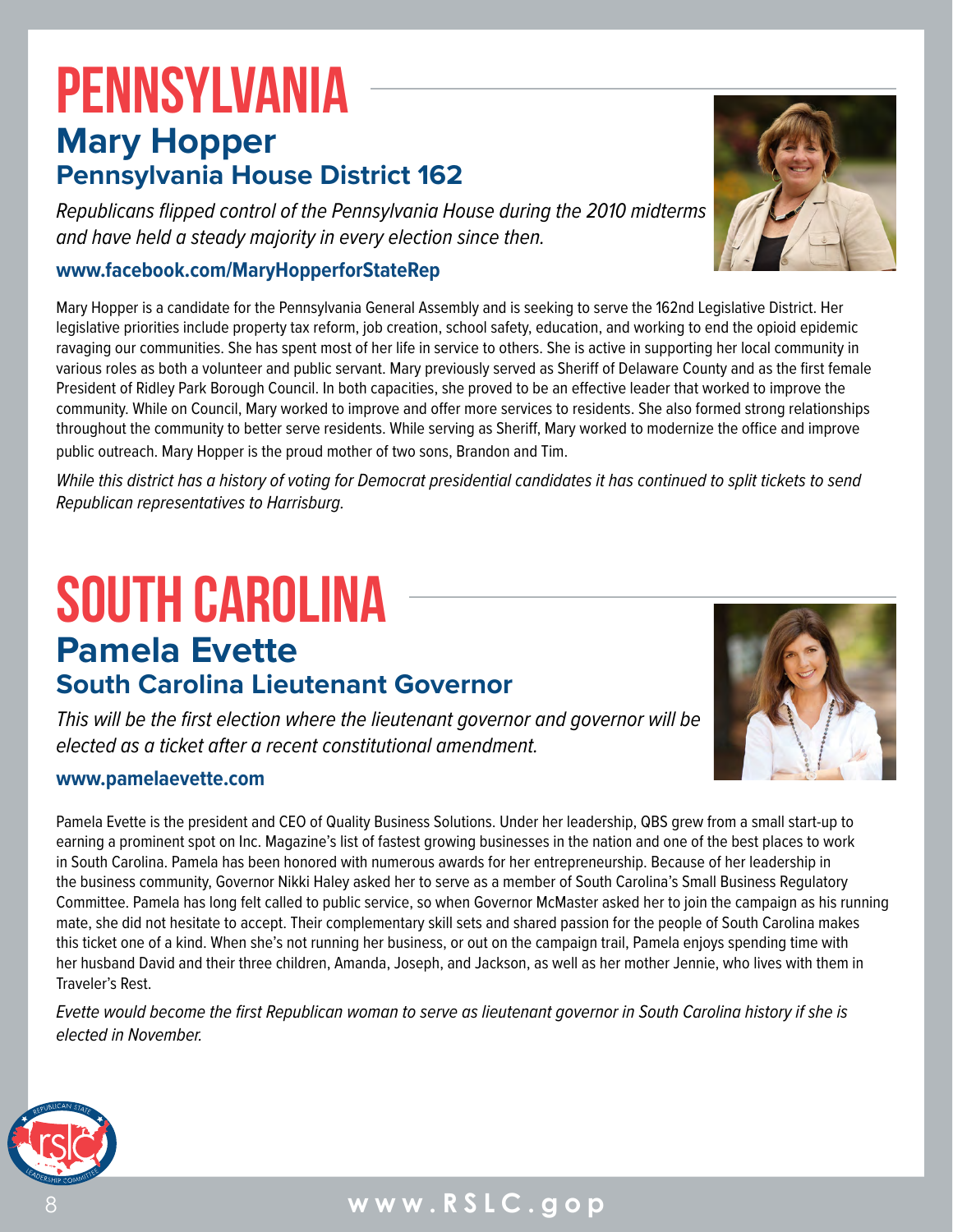# PENNSYLVANIA

## Mary Hopper

### Pennsylvania House District 162

*Republicans flipped control of the Pennsylvania House during the 2010 midterms and have held a steady majority in every election since then.*

**www.facebook.com/MaryHopperforStateRep**

Mary Hopper is a candidate for the Pennsylvania General Assembly and is seeking to serve the 162nd Legislative District. Her legislative priorities include property tax reform, job creation, school safety, education, and working to end the opioid epidemic ravaging our communities. She has spent most of her life in service to others. She is active in supporting her local community in various roles as both a volunteer and public servant. Mary previously served as Sheriff of Delaware County and as the first female President of Ridley Park Borough Council. In both capacities, she proved to be an effective leader that worked to improve the community. While on Council, Mary worked to improve and offer more services to residents. She also formed strong relationships throughout the community to better serve residents. While serving as Sheriff, Mary worked to modernize the office and improve public outreach. Mary Hopper is the proud mother of two sons, Brandon and Tim.

*While this district has a history of voting for Democrat presidential candidates it has continued to split tickets to send Republican representatives to Harrisburg.*

# SOUTH CAROLINA

## Pamela Evette

### South Carolina Lieutenant Governor

*This will be the first election where the lieutenant governor and governor will be elected as a ticket after a recent constitutional amendment.*

**www.pamelaevette.com**

Pamela Evette is the president and CEO of Quality Business Solutions. Under her leadership, QBS grew from a small start-up to earning a prominent spot on Inc. Magazine's list of fastest growing businesses in the nation and one of the best places to work in South Carolina. Pamela has been honored with numerous awards for her entrepreneurship. Because of her leadership in the business community, Governor Nikki Haley asked her to serve as a member of South Carolina's Small Business Regulatory Committee. Pamela has long felt called to public service, so when Governor McMaster asked her to join the campaign as his running mate, she did not hesitate to accept. Their complementary skill sets and shared passion for the people of South Carolina makes this ticket one of a kind. When she's not running her business, or out on the campaign trail, Pamela enjoys spending time with her husband David and their three children, Amanda, Joseph, and Jackson, as well as her mother Jennie, who lives with them in Traveler's Rest.

*Evette would become the first Republican woman to serve as lieutenant governor in South Carolina history if she is elected in November.*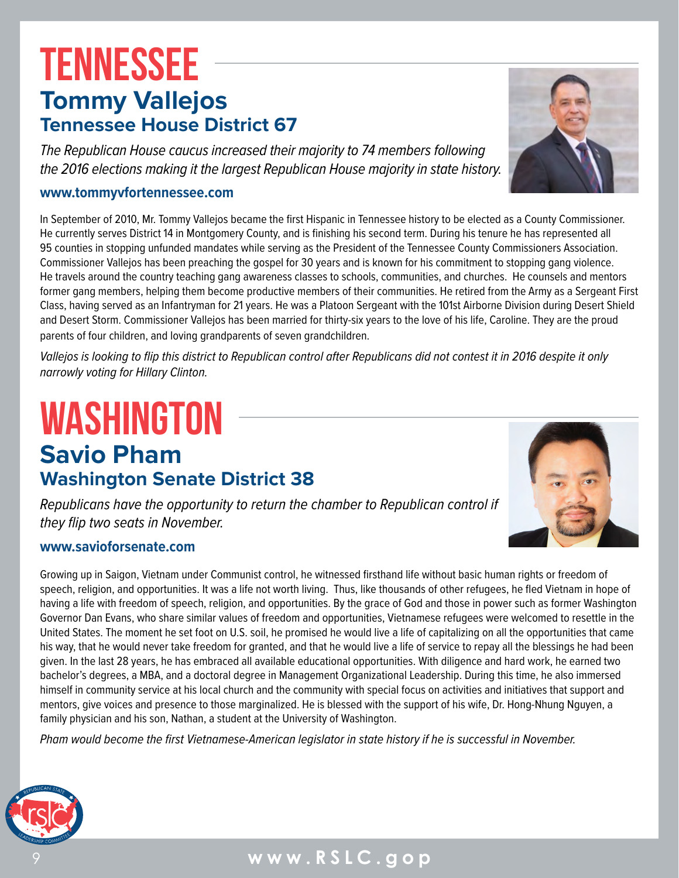# TENNESSEE

## Tommy Vallejos

### Tennessee House District 67

*The Republican House caucus increased their majority to 74 members following the 2016 elections making it the largest Republican House majority in state history.*

**www.tommyvfortennessee.com**

In September of 2010, Mr. Tommy Vallejos became the first Hispanic in Tennessee history to be elected as a County Commissioner. He currently serves District 14 in Montgomery County, and is finishing his second term. During his tenure he has represented all 95 counties in stopping unfunded mandates while serving as the President of the Tennessee County Commissioners Association. Commissioner Vallejos has been preaching the gospel for 30 years and is known for his commitment to stopping gang violence. He travels around the country teaching gang awareness classes to schools, communities, and churches. He counsels and mentors former gang members, helping them become productive members of their communities. He retired from the Army as a Sergeant First Class, having served as an Infantryman for 21 years. He was a Platoon Sergeant with the 101st Airborne Division during Desert Shield and Desert Storm. Commissioner Vallejos has been married for thirty-six years to the love of his life, Caroline. They are the proud parents of four children, and loving grandparents of seven grandchildren.

*Vallejos is looking to flip this district to Republican control after Republicans did not contest it in 2016 despite it only narrowly voting for Hillary Clinton.*

# WASHINGTON

## Savio Pham

### Washington Senate District 38

*Republicans have the opportunity to return the chamber to Republican control if they flip two seats in November.*

**www.savioforsenate.com**

Growing up in Saigon, Vietnam under Communist control, he witnessed firsthand life without basic human rights or freedom of speech, religion, and opportunities. It was a life not worth living. Thus, like thousands of other refugees, he fled Vietnam in hope of having a life with freedom of speech, religion, and opportunities. By the grace of God and those in power such as former Washington Governor Dan Evans, who share similar values of freedom and opportunities, Vietnamese refugees were welcomed to resettle in the United States. The moment he set foot on U.S. soil, he promised he would live a life of capitalizing on all the opportunities that came his way, that he would never take freedom for granted, and that he would live a life of service to repay all the blessings he had been given. In the last 28 years, he has embraced all available educational opportunities. With diligence and hard work, he earned two bachelor's degrees, a MBA, and a doctoral degree in Management Organizational Leadership. During this time, he also immersed himself in community service at his local church and the community with special focus on activities and initiatives that support and mentors, give voices and presence to those marginalized. He is blessed with the support of his wife, Dr. Hong-Nhung Nguyen, a family physician and his son, Nathan, a student at the University of Washington.

*Pham would become the first Vietnamese-American legislator in state history if he is successful in November.*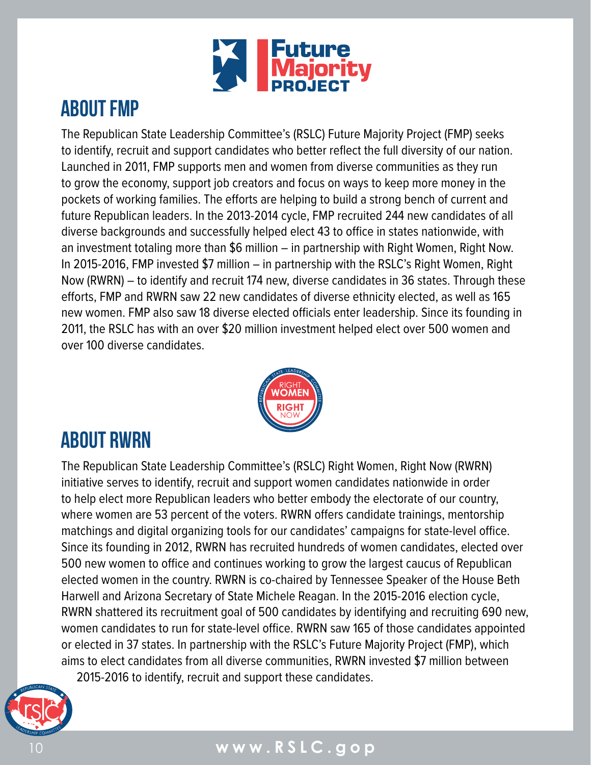## ABOUT FMP

The Republican State Leadership Committee's (RSLC) Future Majority Project (FMP) seeks to identify, recruit and support candidates who better reflect the full diversity of our nation. Launched in 2011, FMP supports men and women from diverse communities as they run to grow the economy, support job creators and focus on ways to keep more money in the pockets of working families. The efforts are helping to build a strong bench of current and future Republican leaders. In the 2013-2014 cycle, FMP recruited 244 new candidates of all diverse backgrounds and successfully helped elect 43 to office in states nationwide, with an investment totaling more than $6 million – in partnership with Right Women, Right Now. In 2015-2016, FMP invested $7 million – in partnership with the RSLC's Right Women, Right Now (RWRN) – to identify and recruit 174 new, diverse candidates in 36 states. Through these efforts, FMP and RWRN saw 22 new candidates of diverse ethnicity elected, as well as 165 new women. FMP also saw 18 diverse elected officials enter leadership. Since its founding in 2011, the RSLC has with an over $20 million investment helped elect over 500 women and over 100 diverse candidates.

## ABOUT RWRN

The Republican State Leadership Committee's (RSLC) Right Women, Right Now (RWRN) initiative serves to identify, recruit and support women candidates nationwide in order to help elect more Republican leaders who better embody the electorate of our country, where women are 53 percent of the voters. RWRN offers candidate trainings, mentorship matchings and digital organizing tools for our candidates' campaigns for state-level office. Since its founding in 2012, RWRN has recruited hundreds of women candidates, elected over 500 new women to office and continues working to grow the largest caucus of Republican elected women in the country. RWRN is co-chaired by Tennessee Speaker of the House Beth Harwell and Arizona Secretary of State Michele Reagan. In the 2015-2016 election cycle, RWRN shattered its recruitment goal of 500 candidates by identifying and recruiting 690 new, women candidates to run for state-level office. RWRN saw 165 of those candidates appointed or elected in 37 states. In partnership with the RSLC's Future Majority Project (FMP), which aims to elect candidates from all diverse communities, RWRN invested $7 million between 2015-2016 to identify, recruit and support these candidates.